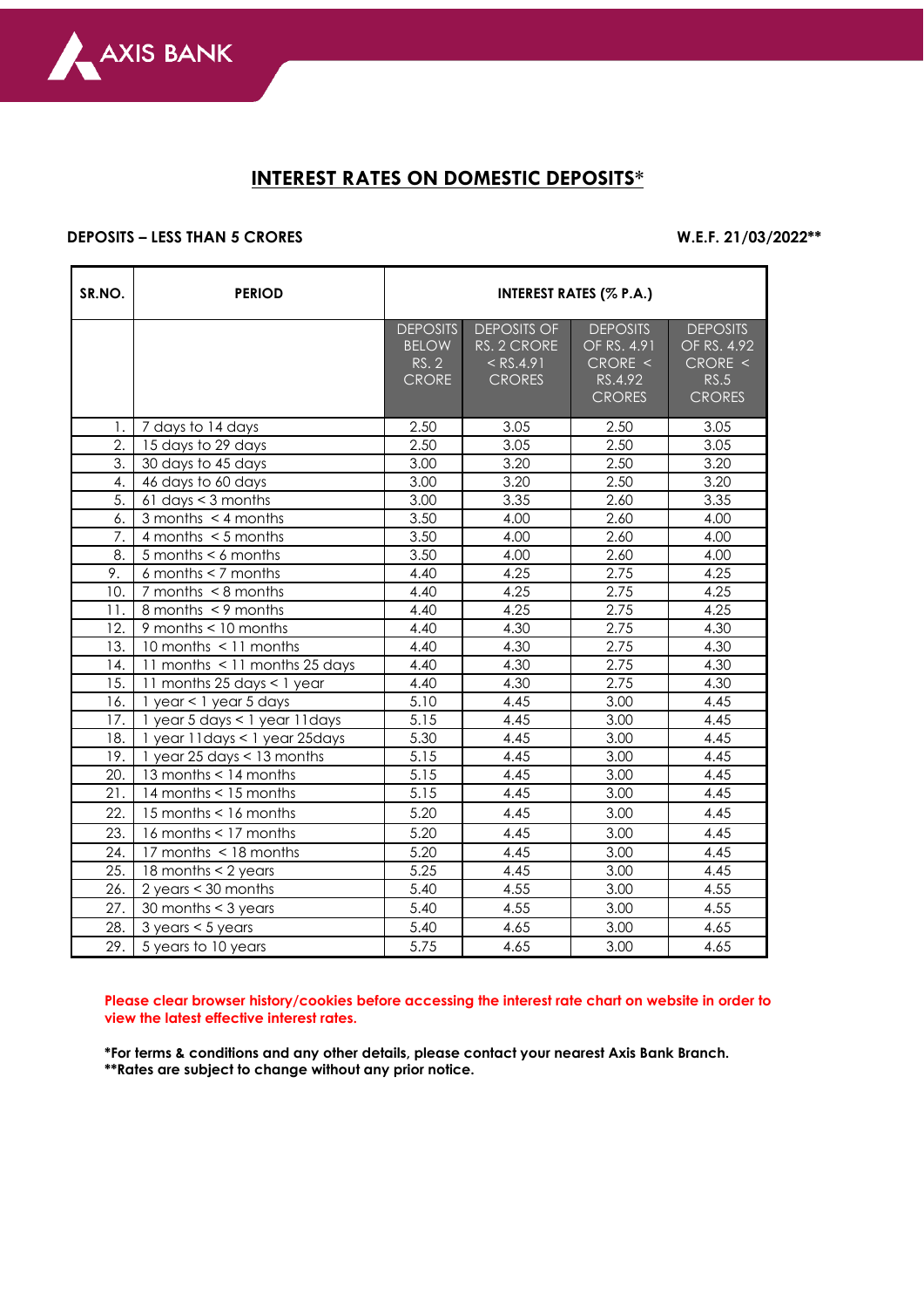# INTEREST RATES ON DOMESTIC DEPOSITS*

**DEPOSITS – LESS THAN 5 CRORES** **W.E.F. 21/03/2022****

| SR.NO. | PERIOD | INTEREST RATES (% P.A.) | | | |
|---|---|---|---|---|---|
| | | DEPOSITS BELOW RS. 2 CRORE | DEPOSITS OF RS. 2 CRORE < RS.4.91 CRORES | DEPOSITS OF RS. 4.91 CRORE < RS.4.92 CRORES | DEPOSITS OF RS. 4.92 CRORE < RS.5 CRORES |
| 1. | 7 days to 14 days | 2.50 | 3.05 | 2.50 | 3.05 |
| 2. | 15 days to 29 days | 2.50 | 3.05 | 2.50 | 3.05 |
| 3. | 30 days to 45 days | 3.00 | 3.20 | 2.50 | 3.20 |
| 4. | 46 days to 60 days | 3.00 | 3.20 | 2.50 | 3.20 |
| 5. | 61 days < 3 months | 3.00 | 3.35 | 2.60 | 3.35 |
| 6. | 3 months < 4 months | 3.50 | 4.00 | 2.60 | 4.00 |
| 7. | 4 months < 5 months | 3.50 | 4.00 | 2.60 | 4.00 |
| 8. | 5 months < 6 months | 3.50 | 4.00 | 2.60 | 4.00 |
| 9. | 6 months < 7 months | 4.40 | 4.25 | 2.75 | 4.25 |
| 10. | 7 months < 8 months | 4.40 | 4.25 | 2.75 | 4.25 |
| 11. | 8 months < 9 months | 4.40 | 4.25 | 2.75 | 4.25 |
| 12. | 9 months < 10 months | 4.40 | 4.30 | 2.75 | 4.30 |
| 13. | 10 months < 11 months | 4.40 | 4.30 | 2.75 | 4.30 |
| 14. | 11 months < 11 months 25 days | 4.40 | 4.30 | 2.75 | 4.30 |
| 15. | 11 months 25 days < 1 year | 4.40 | 4.30 | 2.75 | 4.30 |
| 16. | 1 year < 1 year 5 days | 5.10 | 4.45 | 3.00 | 4.45 |
| 17. | 1 year 5 days < 1 year 11days | 5.15 | 4.45 | 3.00 | 4.45 |
| 18. | 1 year 11days < 1 year 25days | 5.30 | 4.45 | 3.00 | 4.45 |
| 19. | 1 year 25 days < 13 months | 5.15 | 4.45 | 3.00 | 4.45 |
| 20. | 13 months < 14 months | 5.15 | 4.45 | 3.00 | 4.45 |
| 21. | 14 months < 15 months | 5.15 | 4.45 | 3.00 | 4.45 |
| 22. | 15 months < 16 months | 5.20 | 4.45 | 3.00 | 4.45 |
| 23. | 16 months < 17 months | 5.20 | 4.45 | 3.00 | 4.45 |
| 24. | 17 months < 18 months | 5.20 | 4.45 | 3.00 | 4.45 |
| 25. | 18 months < 2 years | 5.25 | 4.45 | 3.00 | 4.45 |
| 26. | 2 years < 30 months | 5.40 | 4.55 | 3.00 | 4.55 |
| 27. | 30 months < 3 years | 5.40 | 4.55 | 3.00 | 4.55 |
| 28. | 3 years < 5 years | 5.40 | 4.65 | 3.00 | 4.65 |
| 29. | 5 years to 10 years | 5.75 | 4.65 | 3.00 | 4.65 |

**Please clear browser history/cookies before accessing the interest rate chart on website in order to view the latest effective interest rates.**

***For terms & conditions and any other details, please contact your nearest Axis Bank Branch.**
****Rates are subject to change without any prior notice.**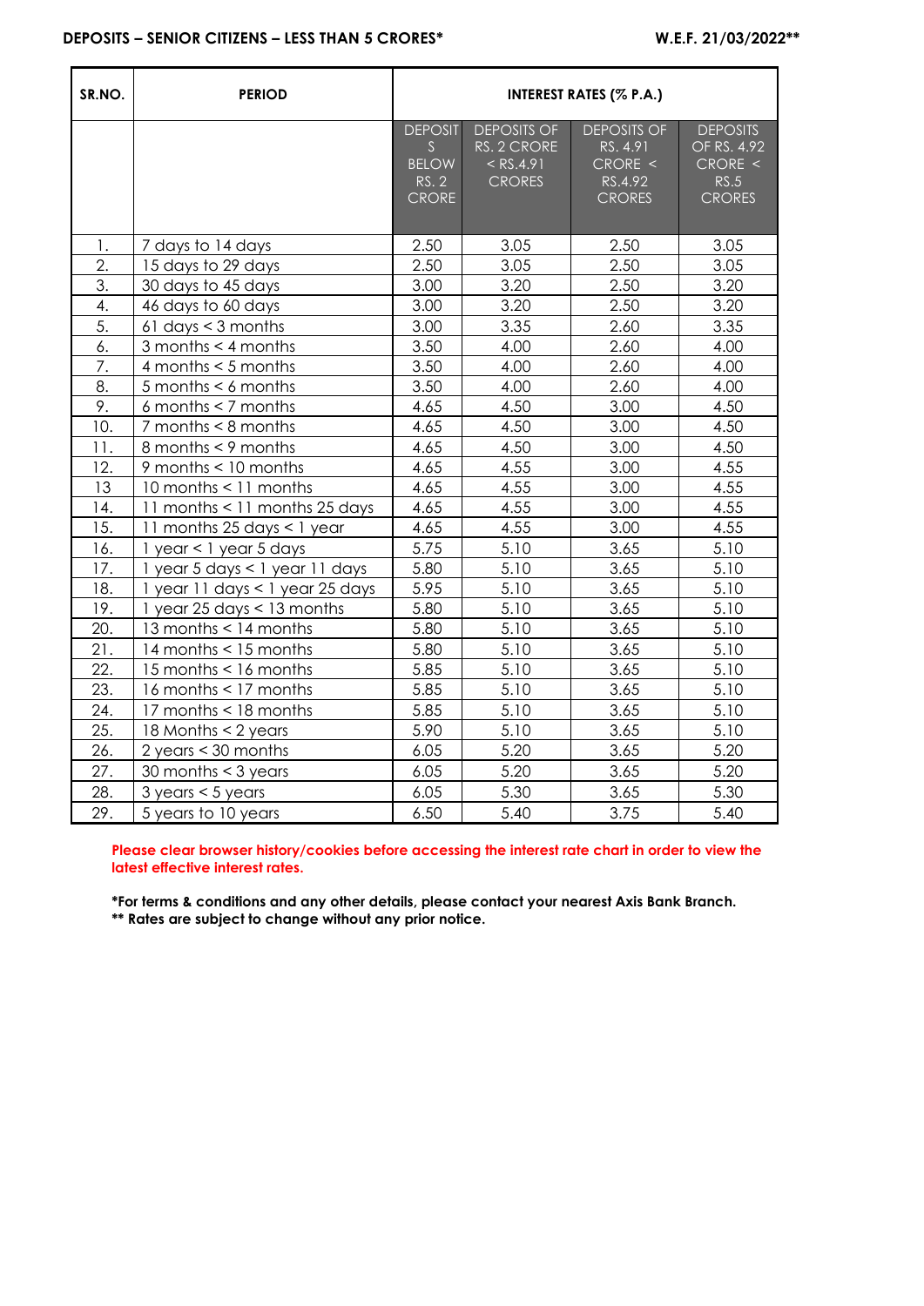**DEPOSITS – SENIOR CITIZENS – LESS THAN 5 CRORES*** **W.E.F. 21/03/2022****

| SR.NO. | PERIOD | INTEREST RATES (% P.A.) | | | |
|---|---|---|---|---|---|
| | | DEPOSITS BELOW RS. 2 CRORE | DEPOSITS OF RS. 2 CRORE < RS.4.91 CRORES | DEPOSITS OF RS. 4.91 CRORE < RS.4.92 CRORES | DEPOSITS OF RS. 4.92 CRORE < RS.5 CRORES |
| 1. | 7 days to 14 days | 2.50 | 3.05 | 2.50 | 3.05 |
| 2. | 15 days to 29 days | 2.50 | 3.05 | 2.50 | 3.05 |
| 3. | 30 days to 45 days | 3.00 | 3.20 | 2.50 | 3.20 |
| 4. | 46 days to 60 days | 3.00 | 3.20 | 2.50 | 3.20 |
| 5. | 61 days < 3 months | 3.00 | 3.35 | 2.60 | 3.35 |
| 6. | 3 months < 4 months | 3.50 | 4.00 | 2.60 | 4.00 |
| 7. | 4 months < 5 months | 3.50 | 4.00 | 2.60 | 4.00 |
| 8. | 5 months < 6 months | 3.50 | 4.00 | 2.60 | 4.00 |
| 9. | 6 months < 7 months | 4.65 | 4.50 | 3.00 | 4.50 |
| 10. | 7 months < 8 months | 4.65 | 4.50 | 3.00 | 4.50 |
| 11. | 8 months < 9 months | 4.65 | 4.50 | 3.00 | 4.50 |
| 12. | 9 months < 10 months | 4.65 | 4.55 | 3.00 | 4.55 |
| 13 | 10 months < 11 months | 4.65 | 4.55 | 3.00 | 4.55 |
| 14. | 11 months < 11 months 25 days | 4.65 | 4.55 | 3.00 | 4.55 |
| 15. | 11 months 25 days < 1 year | 4.65 | 4.55 | 3.00 | 4.55 |
| 16. | 1 year < 1 year 5 days | 5.75 | 5.10 | 3.65 | 5.10 |
| 17. | 1 year 5 days < 1 year 11 days | 5.80 | 5.10 | 3.65 | 5.10 |
| 18. | 1 year 11 days < 1 year 25 days | 5.95 | 5.10 | 3.65 | 5.10 |
| 19. | 1 year 25 days < 13 months | 5.80 | 5.10 | 3.65 | 5.10 |
| 20. | 13 months < 14 months | 5.80 | 5.10 | 3.65 | 5.10 |
| 21. | 14 months < 15 months | 5.80 | 5.10 | 3.65 | 5.10 |
| 22. | 15 months < 16 months | 5.85 | 5.10 | 3.65 | 5.10 |
| 23. | 16 months < 17 months | 5.85 | 5.10 | 3.65 | 5.10 |
| 24. | 17 months < 18 months | 5.85 | 5.10 | 3.65 | 5.10 |
| 25. | 18 Months < 2 years | 5.90 | 5.10 | 3.65 | 5.10 |
| 26. | 2 years < 30 months | 6.05 | 5.20 | 3.65 | 5.20 |
| 27. | 30 months < 3 years | 6.05 | 5.20 | 3.65 | 5.20 |
| 28. | 3 years < 5 years | 6.05 | 5.30 | 3.65 | 5.30 |
| 29. | 5 years to 10 years | 6.50 | 5.40 | 3.75 | 5.40 |

**Please clear browser history/cookies before accessing the interest rate chart in order to view the latest effective interest rates.**

***For terms & conditions and any other details, please contact your nearest Axis Bank Branch.**
**** Rates are subject to change without any prior notice.**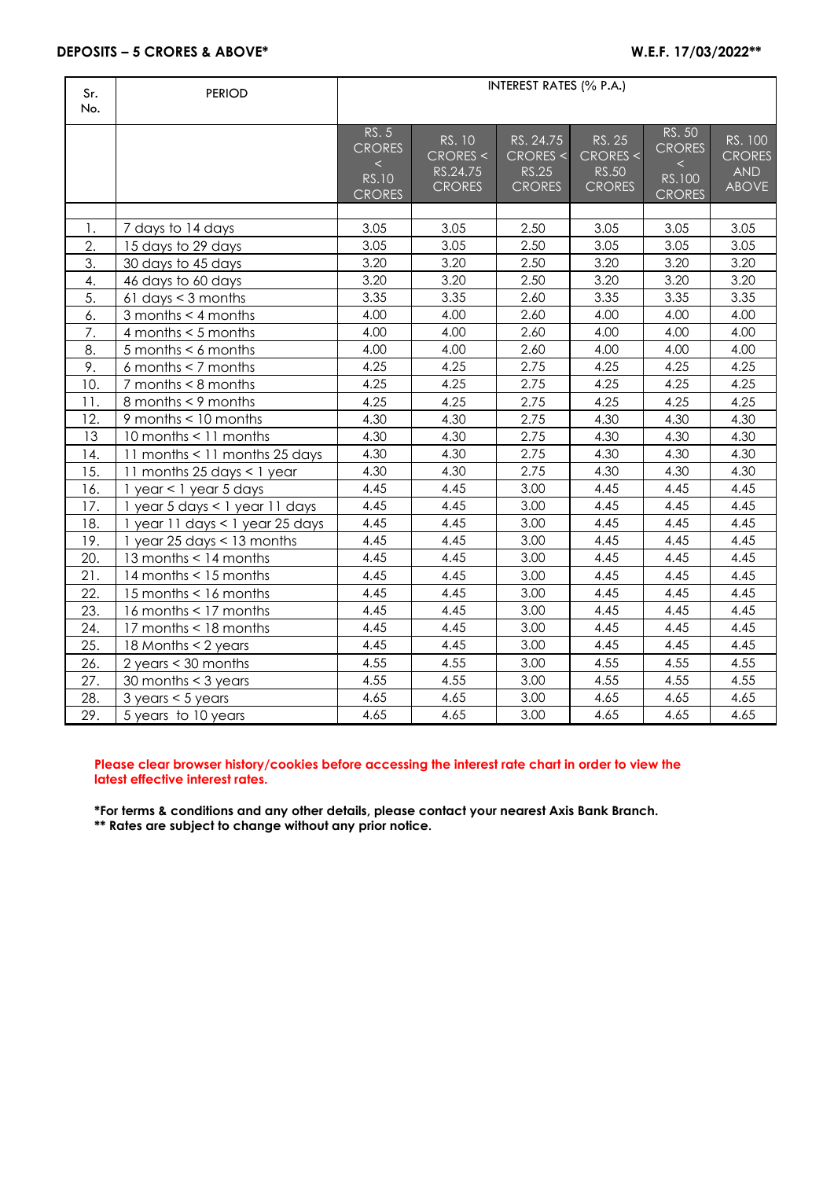**DEPOSITS – 5 CRORES & ABOVE*** **W.E.F. 17/03/2022****

| Sr. No. | PERIOD | INTEREST RATES (% P.A.) | | | | | |
|---|---|---|---|---|---|---|---|
| | | RS. 5 CRORES < RS.10 CRORES | RS. 10 CRORES < RS.24.75 CRORES | RS. 24.75 CRORES < RS.25 CRORES | RS. 25 CRORES < RS.50 CRORES | RS. 50 CRORES < RS.100 CRORES | RS. 100 CRORES AND ABOVE |
| 1. | 7 days to 14 days | 3.05 | 3.05 | 2.50 | 3.05 | 3.05 | 3.05 |
| 2. | 15 days to 29 days | 3.05 | 3.05 | 2.50 | 3.05 | 3.05 | 3.05 |
| 3. | 30 days to 45 days | 3.20 | 3.20 | 2.50 | 3.20 | 3.20 | 3.20 |
| 4. | 46 days to 60 days | 3.20 | 3.20 | 2.50 | 3.20 | 3.20 | 3.20 |
| 5. | 61 days < 3 months | 3.35 | 3.35 | 2.60 | 3.35 | 3.35 | 3.35 |
| 6. | 3 months < 4 months | 4.00 | 4.00 | 2.60 | 4.00 | 4.00 | 4.00 |
| 7. | 4 months < 5 months | 4.00 | 4.00 | 2.60 | 4.00 | 4.00 | 4.00 |
| 8. | 5 months < 6 months | 4.00 | 4.00 | 2.60 | 4.00 | 4.00 | 4.00 |
| 9. | 6 months < 7 months | 4.25 | 4.25 | 2.75 | 4.25 | 4.25 | 4.25 |
| 10. | 7 months < 8 months | 4.25 | 4.25 | 2.75 | 4.25 | 4.25 | 4.25 |
| 11. | 8 months < 9 months | 4.25 | 4.25 | 2.75 | 4.25 | 4.25 | 4.25 |
| 12. | 9 months < 10 months | 4.30 | 4.30 | 2.75 | 4.30 | 4.30 | 4.30 |
| 13 | 10 months < 11 months | 4.30 | 4.30 | 2.75 | 4.30 | 4.30 | 4.30 |
| 14. | 11 months < 11 months 25 days | 4.30 | 4.30 | 2.75 | 4.30 | 4.30 | 4.30 |
| 15. | 11 months 25 days < 1 year | 4.30 | 4.30 | 2.75 | 4.30 | 4.30 | 4.30 |
| 16. | 1 year < 1 year 5 days | 4.45 | 4.45 | 3.00 | 4.45 | 4.45 | 4.45 |
| 17. | 1 year 5 days < 1 year 11 days | 4.45 | 4.45 | 3.00 | 4.45 | 4.45 | 4.45 |
| 18. | 1 year 11 days < 1 year 25 days | 4.45 | 4.45 | 3.00 | 4.45 | 4.45 | 4.45 |
| 19. | 1 year 25 days < 13 months | 4.45 | 4.45 | 3.00 | 4.45 | 4.45 | 4.45 |
| 20. | 13 months < 14 months | 4.45 | 4.45 | 3.00 | 4.45 | 4.45 | 4.45 |
| 21. | 14 months < 15 months | 4.45 | 4.45 | 3.00 | 4.45 | 4.45 | 4.45 |
| 22. | 15 months < 16 months | 4.45 | 4.45 | 3.00 | 4.45 | 4.45 | 4.45 |
| 23. | 16 months < 17 months | 4.45 | 4.45 | 3.00 | 4.45 | 4.45 | 4.45 |
| 24. | 17 months < 18 months | 4.45 | 4.45 | 3.00 | 4.45 | 4.45 | 4.45 |
| 25. | 18 Months < 2 years | 4.45 | 4.45 | 3.00 | 4.45 | 4.45 | 4.45 |
| 26. | 2 years < 30 months | 4.55 | 4.55 | 3.00 | 4.55 | 4.55 | 4.55 |
| 27. | 30 months < 3 years | 4.55 | 4.55 | 3.00 | 4.55 | 4.55 | 4.55 |
| 28. | 3 years < 5 years | 4.65 | 4.65 | 3.00 | 4.65 | 4.65 | 4.65 |
| 29. | 5 years to 10 years | 4.65 | 4.65 | 3.00 | 4.65 | 4.65 | 4.65 |

**Please clear browser history/cookies before accessing the interest rate chart in order to view the latest effective interest rates.**

***For terms & conditions and any other details, please contact your nearest Axis Bank Branch.**
**** Rates are subject to change without any prior notice.**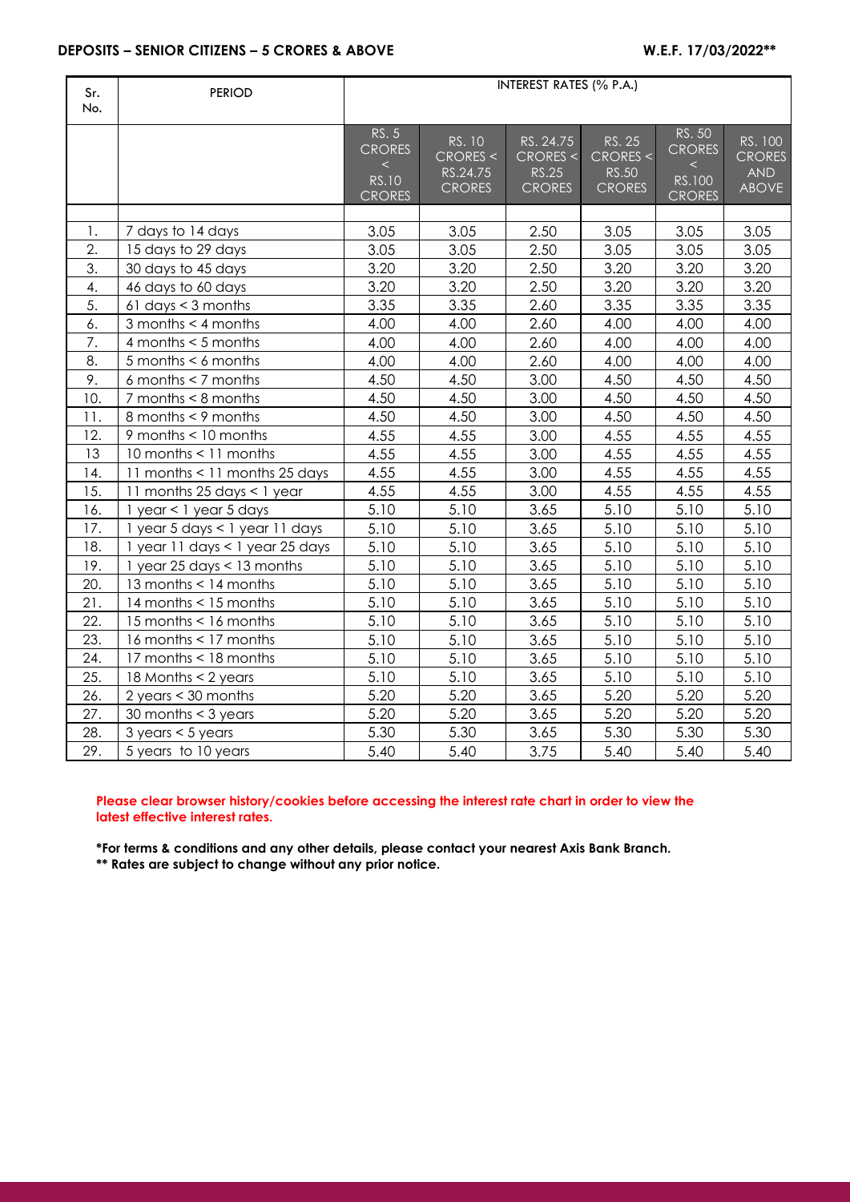**DEPOSITS – SENIOR CITIZENS – 5 CRORES & ABOVE** **W.E.F. 17/03/2022****

| Sr. No. | PERIOD | INTEREST RATES (% P.A.) | | | | | |
|---|---|---|---|---|---|---|---|
| | | RS. 5 CRORES < RS.10 CRORES | RS. 10 CRORES < RS.24.75 CRORES | RS. 24.75 CRORES < RS.25 CRORES | RS. 25 CRORES < RS.50 CRORES | RS. 50 CRORES < RS.100 CRORES | RS. 100 CRORES AND ABOVE |
| 1. | 7 days to 14 days | 3.05 | 3.05 | 2.50 | 3.05 | 3.05 | 3.05 |
| 2. | 15 days to 29 days | 3.05 | 3.05 | 2.50 | 3.05 | 3.05 | 3.05 |
| 3. | 30 days to 45 days | 3.20 | 3.20 | 2.50 | 3.20 | 3.20 | 3.20 |
| 4. | 46 days to 60 days | 3.20 | 3.20 | 2.50 | 3.20 | 3.20 | 3.20 |
| 5. | 61 days < 3 months | 3.35 | 3.35 | 2.60 | 3.35 | 3.35 | 3.35 |
| 6. | 3 months < 4 months | 4.00 | 4.00 | 2.60 | 4.00 | 4.00 | 4.00 |
| 7. | 4 months < 5 months | 4.00 | 4.00 | 2.60 | 4.00 | 4.00 | 4.00 |
| 8. | 5 months < 6 months | 4.00 | 4.00 | 2.60 | 4.00 | 4.00 | 4.00 |
| 9. | 6 months < 7 months | 4.50 | 4.50 | 3.00 | 4.50 | 4.50 | 4.50 |
| 10. | 7 months < 8 months | 4.50 | 4.50 | 3.00 | 4.50 | 4.50 | 4.50 |
| 11. | 8 months < 9 months | 4.50 | 4.50 | 3.00 | 4.50 | 4.50 | 4.50 |
| 12. | 9 months < 10 months | 4.55 | 4.55 | 3.00 | 4.55 | 4.55 | 4.55 |
| 13 | 10 months < 11 months | 4.55 | 4.55 | 3.00 | 4.55 | 4.55 | 4.55 |
| 14. | 11 months < 11 months 25 days | 4.55 | 4.55 | 3.00 | 4.55 | 4.55 | 4.55 |
| 15. | 11 months 25 days < 1 year | 4.55 | 4.55 | 3.00 | 4.55 | 4.55 | 4.55 |
| 16. | 1 year < 1 year 5 days | 5.10 | 5.10 | 3.65 | 5.10 | 5.10 | 5.10 |
| 17. | 1 year 5 days < 1 year 11 days | 5.10 | 5.10 | 3.65 | 5.10 | 5.10 | 5.10 |
| 18. | 1 year 11 days < 1 year 25 days | 5.10 | 5.10 | 3.65 | 5.10 | 5.10 | 5.10 |
| 19. | 1 year 25 days < 13 months | 5.10 | 5.10 | 3.65 | 5.10 | 5.10 | 5.10 |
| 20. | 13 months < 14 months | 5.10 | 5.10 | 3.65 | 5.10 | 5.10 | 5.10 |
| 21. | 14 months < 15 months | 5.10 | 5.10 | 3.65 | 5.10 | 5.10 | 5.10 |
| 22. | 15 months < 16 months | 5.10 | 5.10 | 3.65 | 5.10 | 5.10 | 5.10 |
| 23. | 16 months < 17 months | 5.10 | 5.10 | 3.65 | 5.10 | 5.10 | 5.10 |
| 24. | 17 months < 18 months | 5.10 | 5.10 | 3.65 | 5.10 | 5.10 | 5.10 |
| 25. | 18 Months < 2 years | 5.10 | 5.10 | 3.65 | 5.10 | 5.10 | 5.10 |
| 26. | 2 years < 30 months | 5.20 | 5.20 | 3.65 | 5.20 | 5.20 | 5.20 |
| 27. | 30 months < 3 years | 5.20 | 5.20 | 3.65 | 5.20 | 5.20 | 5.20 |
| 28. | 3 years < 5 years | 5.30 | 5.30 | 3.65 | 5.30 | 5.30 | 5.30 |
| 29. | 5 years to 10 years | 5.40 | 5.40 | 3.75 | 5.40 | 5.40 | 5.40 |

**Please clear browser history/cookies before accessing the interest rate chart in order to view the latest effective interest rates.**

***For terms & conditions and any other details, please contact your nearest Axis Bank Branch.**

**** Rates are subject to change without any prior notice.**